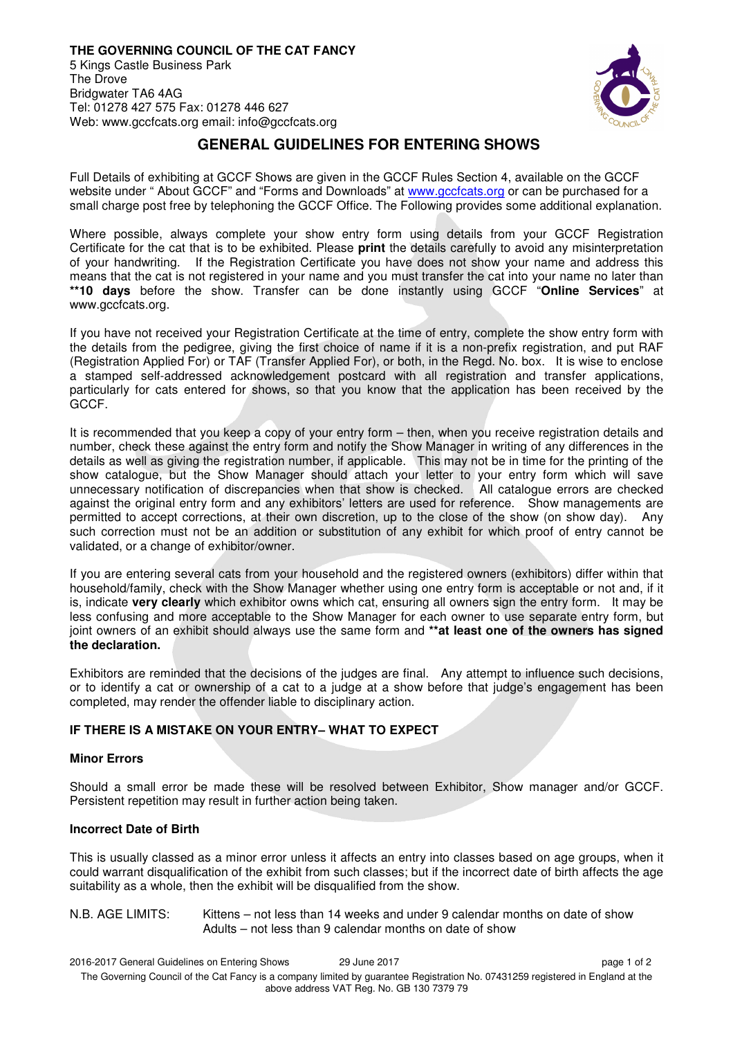**THE GOVERNING COUNCIL OF THE CAT FANCY**
5 Kings Castle Business Park
The Drove
Bridgwater TA6 4AG
Tel: 01278 427 575 Fax: 01278 446 627
Web: www.gccfcats.org email: info@gccfcats.org

# GENERAL GUIDELINES FOR ENTERING SHOWS

Full Details of exhibiting at GCCF Shows are given in the GCCF Rules Section 4, available on the GCCF website under " About GCCF" and "Forms and Downloads" at www.gccfcats.org or can be purchased for a small charge post free by telephoning the GCCF Office. The Following provides some additional explanation.

Where possible, always complete your show entry form using details from your GCCF Registration Certificate for the cat that is to be exhibited. Please **print** the details carefully to avoid any misinterpretation of your handwriting. If the Registration Certificate you have does not show your name and address this means that the cat is not registered in your name and you must transfer the cat into your name no later than **\*\*10 days** before the show. Transfer can be done instantly using GCCF "**Online Services**" at www.gccfcats.org.

If you have not received your Registration Certificate at the time of entry, complete the show entry form with the details from the pedigree, giving the first choice of name if it is a non-prefix registration, and put RAF (Registration Applied For) or TAF (Transfer Applied For), or both, in the Regd. No. box. It is wise to enclose a stamped self-addressed acknowledgement postcard with all registration and transfer applications, particularly for cats entered for shows, so that you know that the application has been received by the GCCF.

It is recommended that you keep a copy of your entry form – then, when you receive registration details and number, check these against the entry form and notify the Show Manager in writing of any differences in the details as well as giving the registration number, if applicable. This may not be in time for the printing of the show catalogue, but the Show Manager should attach your letter to your entry form which will save unnecessary notification of discrepancies when that show is checked. All catalogue errors are checked against the original entry form and any exhibitors' letters are used for reference. Show managements are permitted to accept corrections, at their own discretion, up to the close of the show (on show day). Any such correction must not be an addition or substitution of any exhibit for which proof of entry cannot be validated, or a change of exhibitor/owner.

If you are entering several cats from your household and the registered owners (exhibitors) differ within that household/family, check with the Show Manager whether using one entry form is acceptable or not and, if it is, indicate **very clearly** which exhibitor owns which cat, ensuring all owners sign the entry form. It may be less confusing and more acceptable to the Show Manager for each owner to use separate entry form, but joint owners of an exhibit should always use the same form and **\*\*at least one of the owners has signed the declaration.**

Exhibitors are reminded that the decisions of the judges are final. Any attempt to influence such decisions, or to identify a cat or ownership of a cat to a judge at a show before that judge's engagement has been completed, may render the offender liable to disciplinary action.

## IF THERE IS A MISTAKE ON YOUR ENTRY– WHAT TO EXPECT

### Minor Errors

Should a small error be made these will be resolved between Exhibitor, Show manager and/or GCCF. Persistent repetition may result in further action being taken.

### Incorrect Date of Birth

This is usually classed as a minor error unless it affects an entry into classes based on age groups, when it could warrant disqualification of the exhibit from such classes; but if the incorrect date of birth affects the age suitability as a whole, then the exhibit will be disqualified from the show.

N.B. AGE LIMITS: Kittens – not less than 14 weeks and under 9 calendar months on date of show
Adults – not less than 9 calendar months on date of show

The Governing Council of the Cat Fancy is a company limited by guarantee Registration No. 07431259 registered in England at the above address VAT Reg. No. GB 130 7379 79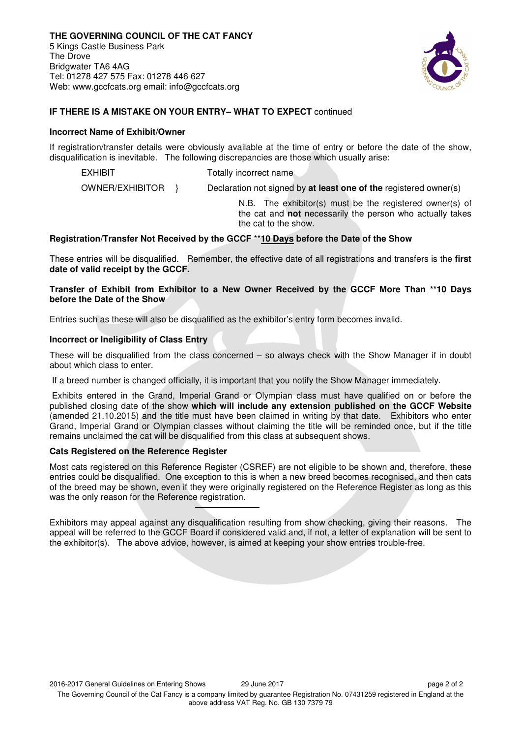**THE GOVERNING COUNCIL OF THE CAT FANCY**
5 Kings Castle Business Park
The Drove
Bridgwater TA6 4AG
Tel: 01278 427 575 Fax: 01278 446 627
Web: www.gccfcats.org email: info@gccfcats.org

**IF THERE IS A MISTAKE ON YOUR ENTRY– WHAT TO EXPECT** continued

**Incorrect Name of Exhibit/Owner**

If registration/transfer details were obviously available at the time of entry or before the date of the show, disqualification is inevitable. The following discrepancies are those which usually arise:

| | |
|---|---|
| EXHIBIT | Totally incorrect name |
| OWNER/EXHIBITOR } | Declaration not signed by **at least one of the** registered owner(s) |

N.B. The exhibitor(s) must be the registered owner(s) of the cat and **not** necessarily the person who actually takes the cat to the show.

**Registration/Transfer Not Received by the GCCF** \*\***<u>10 Days</u> before the Date of the Show**

These entries will be disqualified. Remember, the effective date of all registrations and transfers is the **first date of valid receipt by the GCCF.**

**Transfer of Exhibit from Exhibitor to a New Owner Received by the GCCF More Than \*\*10 Days before the Date of the Show**

Entries such as these will also be disqualified as the exhibitor's entry form becomes invalid.

**Incorrect or Ineligibility of Class Entry**

These will be disqualified from the class concerned – so always check with the Show Manager if in doubt about which class to enter.

If a breed number is changed officially, it is important that you notify the Show Manager immediately.

Exhibits entered in the Grand, Imperial Grand or Olympian class must have qualified on or before the published closing date of the show **which will include any extension published on the GCCF Website** (amended 21.10.2015) and the title must have been claimed in writing by that date. Exhibitors who enter Grand, Imperial Grand or Olympian classes without claiming the title will be reminded once, but if the title remains unclaimed the cat will be disqualified from this class at subsequent shows.

**Cats Registered on the Reference Register**

Most cats registered on this Reference Register (CSREF) are not eligible to be shown and, therefore, these entries could be disqualified. One exception to this is when a new breed becomes recognised, and then cats of the breed may be shown, even if they were originally registered on the Reference Register as long as this was the only reason for the Reference registration.

---

Exhibitors may appeal against any disqualification resulting from show checking, giving their reasons. The appeal will be referred to the GCCF Board if considered valid and, if not, a letter of explanation will be sent to the exhibitor(s). The above advice, however, is aimed at keeping your show entries trouble-free.

The Governing Council of the Cat Fancy is a company limited by guarantee Registration No. 07431259 registered in England at the above address VAT Reg. No. GB 130 7379 79